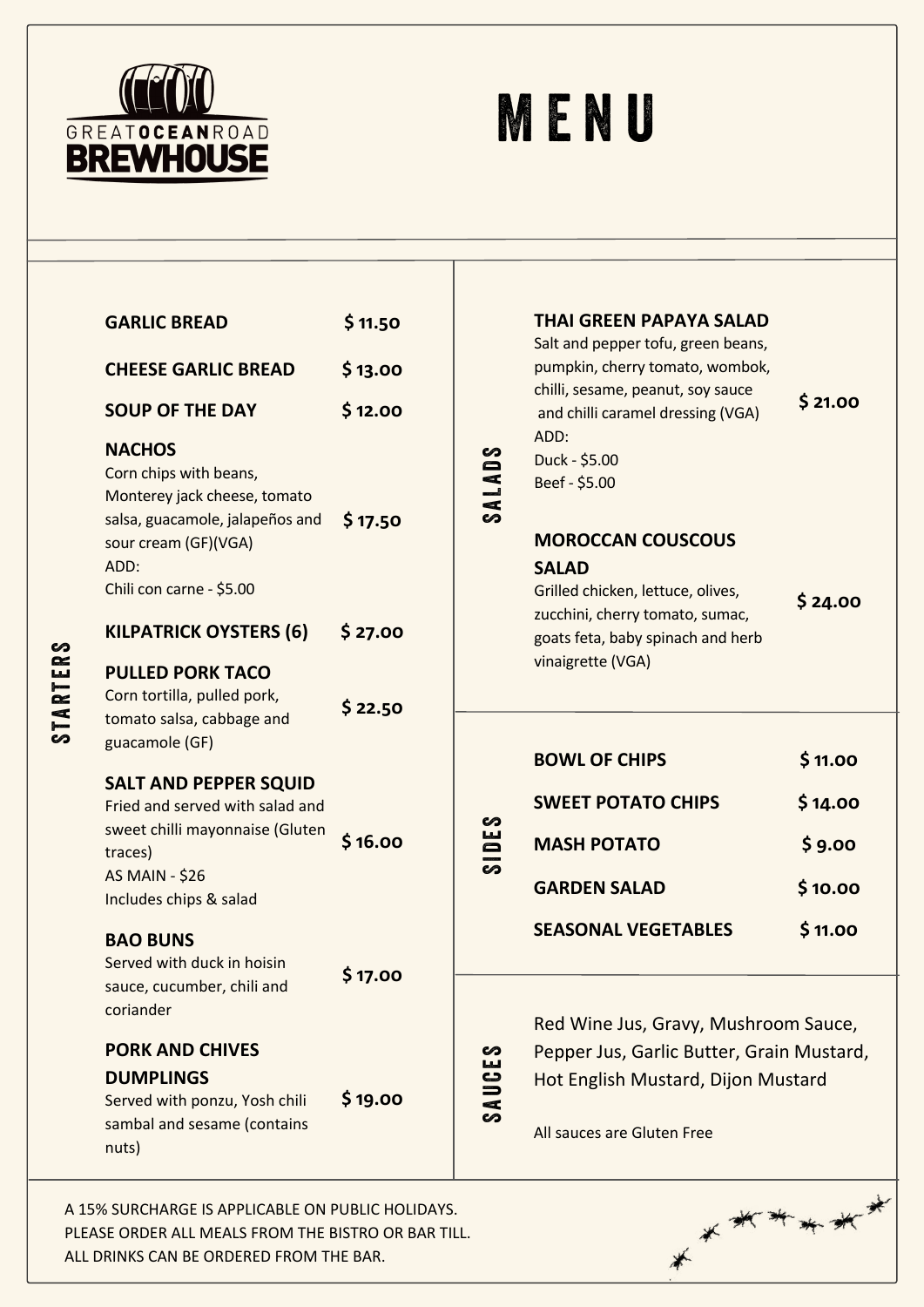GREAT**OCEAN**ROAD
**BREWHOUSE**

# MENU

## STARTERS

**GARLIC BREAD** $ 11.50

**CHEESE GARLIC BREAD** $ 13.00

**SOUP OF THE DAY** $ 12.00

**NACHOS** $ 17.50
Corn chips with beans, Monterey jack cheese, tomato salsa, guacamole, jalapeños and sour cream (GF)(VGA)
ADD:
Chili con carne - $5.00

**KILPATRICK OYSTERS (6)** $ 27.00

**PULLED PORK TACO** $ 22.50
Corn tortilla, pulled pork, tomato salsa, cabbage and guacamole (GF)

**SALT AND PEPPER SQUID** $ 16.00
Fried and served with salad and sweet chilli mayonnaise (Gluten traces)
AS MAIN - $26
Includes chips & salad

**BAO BUNS** $ 17.00
Served with duck in hoisin sauce, cucumber, chili and coriander

**PORK AND CHIVES DUMPLINGS** $ 19.00
Served with ponzu, Yosh chili sambal and sesame (contains nuts)

## SALADS

**THAI GREEN PAPAYA SALAD** $ 21.00
Salt and pepper tofu, green beans, pumpkin, cherry tomato, wombok, chilli, sesame, peanut, soy sauce and chilli caramel dressing (VGA)
ADD:
Duck - $5.00
Beef - $5.00

**MOROCCAN COUSCOUS SALAD** $ 24.00
Grilled chicken, lettuce, olives, zucchini, cherry tomato, sumac, goats feta, baby spinach and herb vinaigrette (VGA)

## SIDES

**BOWL OF CHIPS** $ 11.00

**SWEET POTATO CHIPS** $ 14.00

**MASH POTATO** $ 9.00

**GARDEN SALAD** $ 10.00

**SEASONAL VEGETABLES** $ 11.00

## SAUCES

Red Wine Jus, Gravy, Mushroom Sauce, Pepper Jus, Garlic Butter, Grain Mustard, Hot English Mustard, Dijon Mustard

All sauces are Gluten Free

A 15% SURCHARGE IS APPLICABLE ON PUBLIC HOLIDAYS.
PLEASE ORDER ALL MEALS FROM THE BISTRO OR BAR TILL.
ALL DRINKS CAN BE ORDERED FROM THE BAR.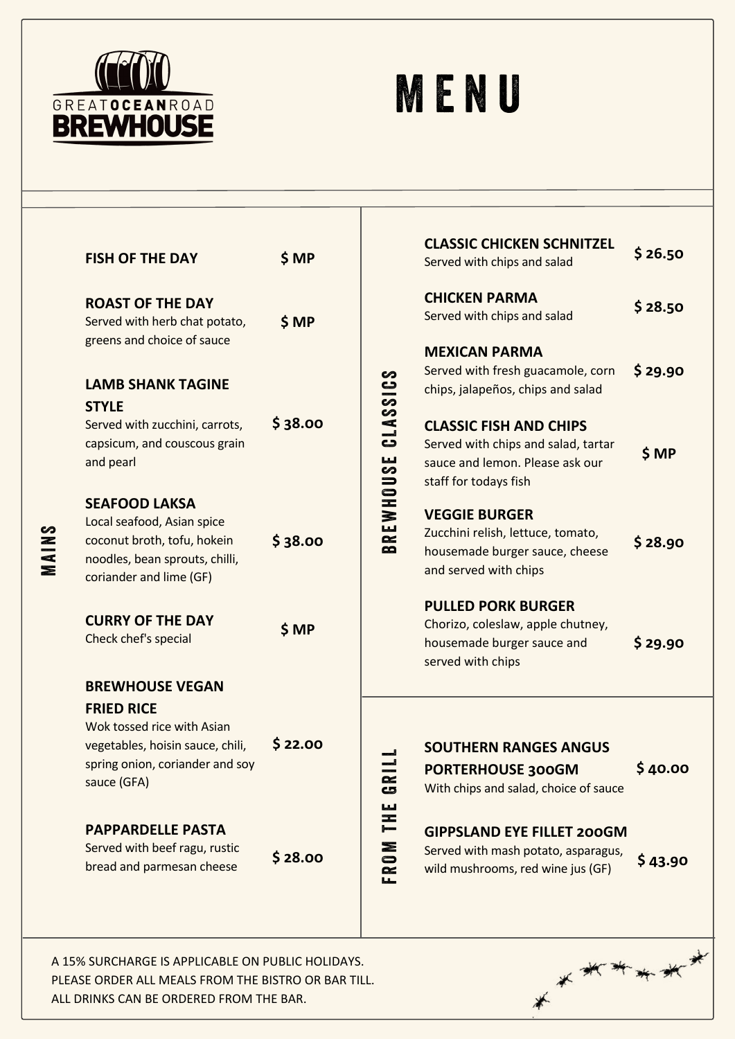GREAT**OCEAN**ROAD
**BREWHOUSE**

# MENU

## MAINS

**FISH OF THE DAY** — $ MP

**ROAST OF THE DAY** — $ MP
Served with herb chat potato, greens and choice of sauce

**LAMB SHANK TAGINE STYLE** — $ 38.00
Served with zucchini, carrots, capsicum, and couscous grain and pearl

**SEAFOOD LAKSA** — $ 38.00
Local seafood, Asian spice coconut broth, tofu, hokein noodles, bean sprouts, chilli, coriander and lime (GF)

**CURRY OF THE DAY** — $ MP
Check chef's special

**BREWHOUSE VEGAN FRIED RICE** — $ 22.00
Wok tossed rice with Asian vegetables, hoisin sauce, chili, spring onion, coriander and soy sauce (GFA)

**PAPPARDELLE PASTA** — $ 28.00
Served with beef ragu, rustic bread and parmesan cheese

## BREWHOUSE CLASSICS

**CLASSIC CHICKEN SCHNITZEL** — $ 26.50
Served with chips and salad

**CHICKEN PARMA** — $ 28.50
Served with chips and salad

**MEXICAN PARMA** — $ 29.90
Served with fresh guacamole, corn chips, jalapeños, chips and salad

**CLASSIC FISH AND CHIPS** — $ MP
Served with chips and salad, tartar sauce and lemon. Please ask our staff for todays fish

**VEGGIE BURGER** — $ 28.90
Zucchini relish, lettuce, tomato, housemade burger sauce, cheese and served with chips

**PULLED PORK BURGER** — $ 29.90
Chorizo, coleslaw, apple chutney, housemade burger sauce and served with chips

## FROM THE GRILL

**SOUTHERN RANGES ANGUS PORTERHOUSE 300GM** — $ 40.00
With chips and salad, choice of sauce

**GIPPSLAND EYE FILLET 200GM** — $ 43.90
Served with mash potato, asparagus, wild mushrooms, red wine jus (GF)

A 15% SURCHARGE IS APPLICABLE ON PUBLIC HOLIDAYS.
PLEASE ORDER ALL MEALS FROM THE BISTRO OR BAR TILL.
ALL DRINKS CAN BE ORDERED FROM THE BAR.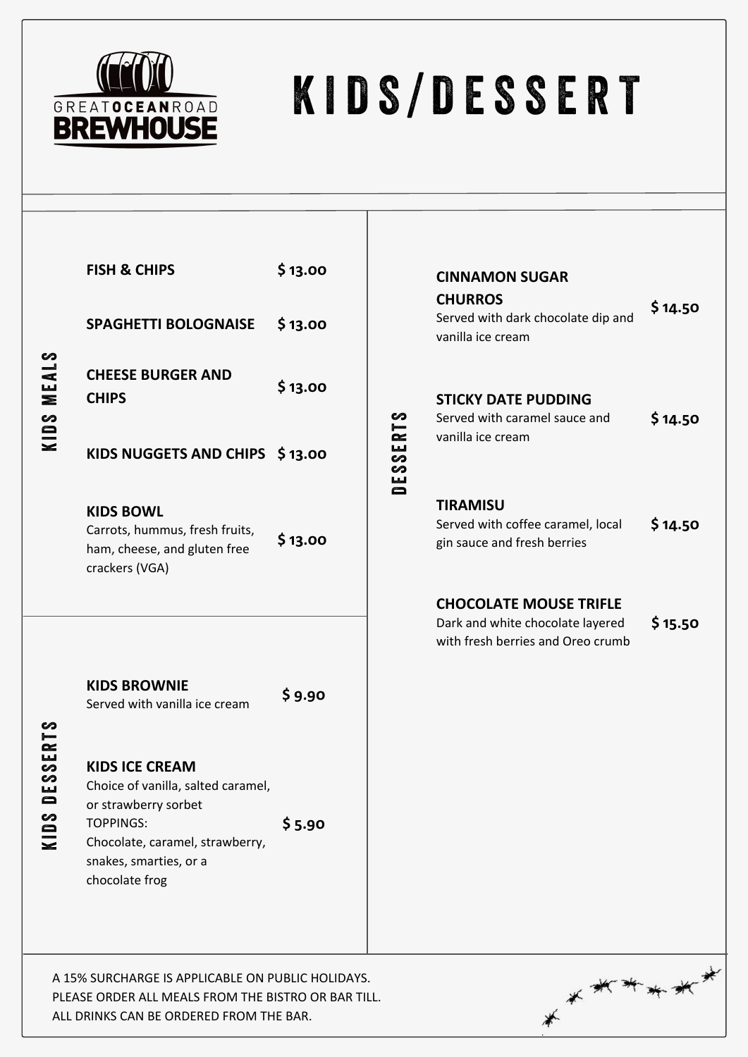GREAT OCEAN ROAD BREWHOUSE

# KIDS/DESSERT

## KIDS MEALS

**FISH & CHIPS** $ 13.00

**SPAGHETTI BOLOGNAISE** $ 13.00

**CHEESE BURGER AND CHIPS** $ 13.00

**KIDS NUGGETS AND CHIPS** $ 13.00

**KIDS BOWL** $ 13.00
Carrots, hummus, fresh fruits, ham, cheese, and gluten free crackers (VGA)

## KIDS DESSERTS

**KIDS BROWNIE** $ 9.90
Served with vanilla ice cream

**KIDS ICE CREAM** $ 5.90
Choice of vanilla, salted caramel, or strawberry sorbet
TOPPINGS:
Chocolate, caramel, strawberry, snakes, smarties, or a chocolate frog

## DESSERTS

**CINNAMON SUGAR CHURROS** $ 14.50
Served with dark chocolate dip and vanilla ice cream

**STICKY DATE PUDDING** $ 14.50
Served with caramel sauce and vanilla ice cream

**TIRAMISU** $ 14.50
Served with coffee caramel, local gin sauce and fresh berries

**CHOCOLATE MOUSE TRIFLE** $ 15.50
Dark and white chocolate layered with fresh berries and Oreo crumb

A 15% SURCHARGE IS APPLICABLE ON PUBLIC HOLIDAYS.
PLEASE ORDER ALL MEALS FROM THE BISTRO OR BAR TILL.
ALL DRINKS CAN BE ORDERED FROM THE BAR.